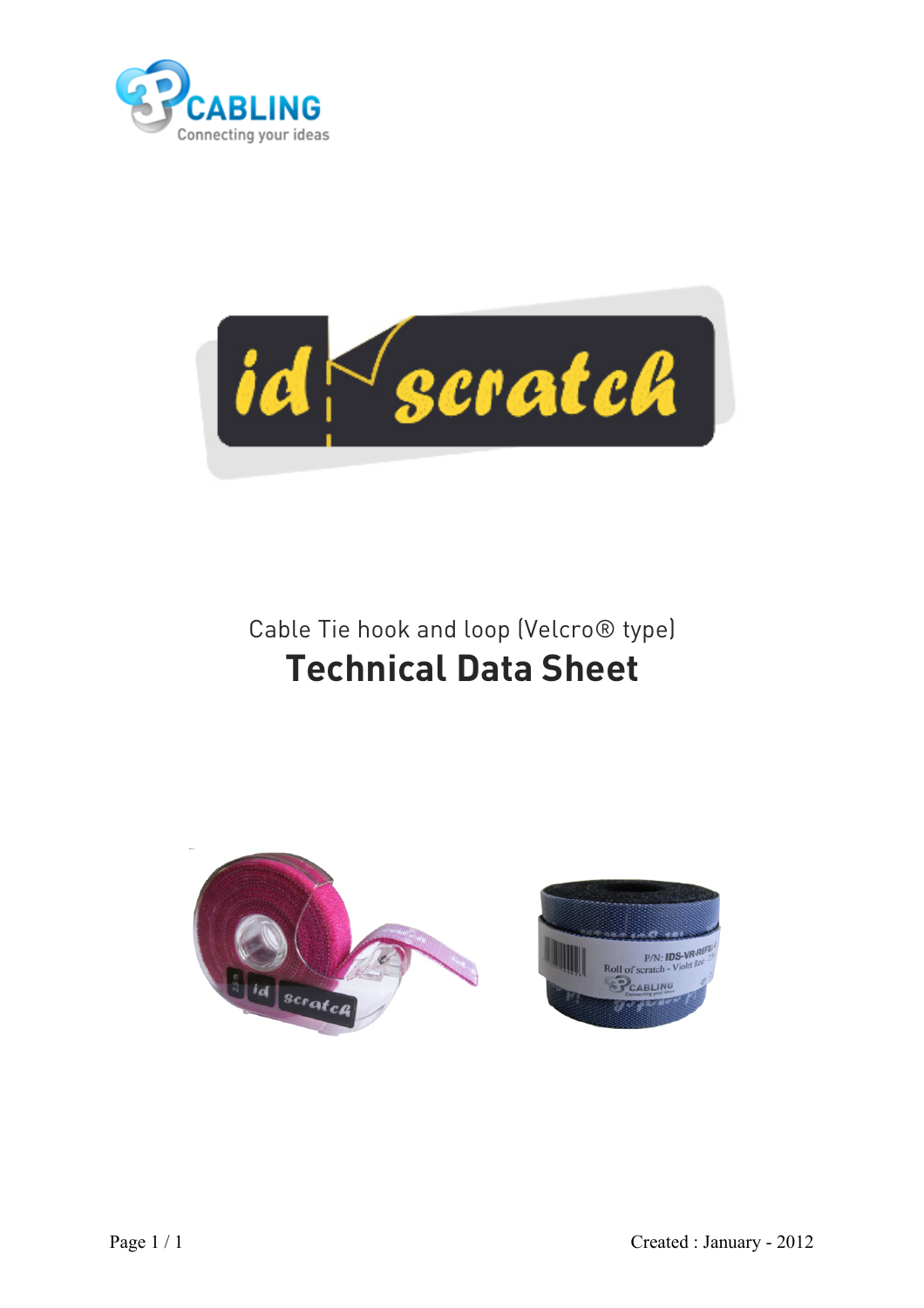Cable Tie hook and loop (Velcro® type)

# Technical Data Sheet

Created : January - 2012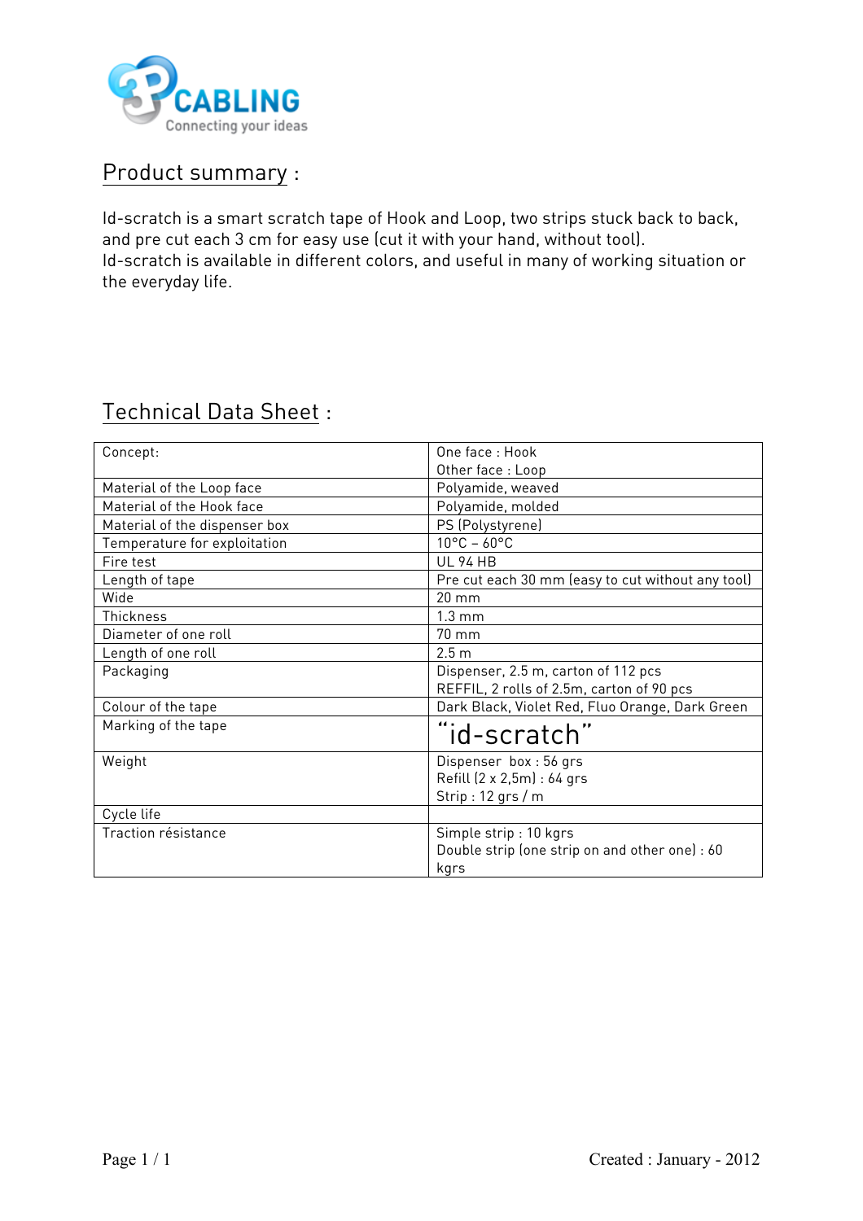## Product summary :

Id-scratch is a smart scratch tape of Hook and Loop, two strips stuck back to back, and pre cut each 3 cm for easy use (cut it with your hand, without tool).
Id-scratch is available in different colors, and useful in many of working situation or the everyday life.

## Technical Data Sheet :

| | |
|---|---|
| Concept: | One face : Hook<br>Other face : Loop |
| Material of the Loop face | Polyamide, weaved |
| Material of the Hook face | Polyamide, molded |
| Material of the dispenser box | PS (Polystyrene) |
| Temperature for exploitation | 10°C – 60°C |
| Fire test | UL 94 HB |
| Length of tape | Pre cut each 30 mm (easy to cut without any tool) |
| Wide | 20 mm |
| Thickness | 1.3 mm |
| Diameter of one roll | 70 mm |
| Length of one roll | 2.5 m |
| Packaging | Dispenser, 2.5 m, carton of 112 pcs<br>REFFIL, 2 rolls of 2.5m, carton of 90 pcs |
| Colour of the tape | Dark Black, Violet Red, Fluo Orange, Dark Green |
| Marking of the tape | "id-scratch" |
| Weight | Dispenser box : 56 grs<br>Refill (2 x 2,5m) : 64 grs<br>Strip : 12 grs / m |
| Cycle life | |
| Traction résistance | Simple strip : 10 kgrs<br>Double strip (one strip on and other one) : 60 kgrs |

Created : January - 2012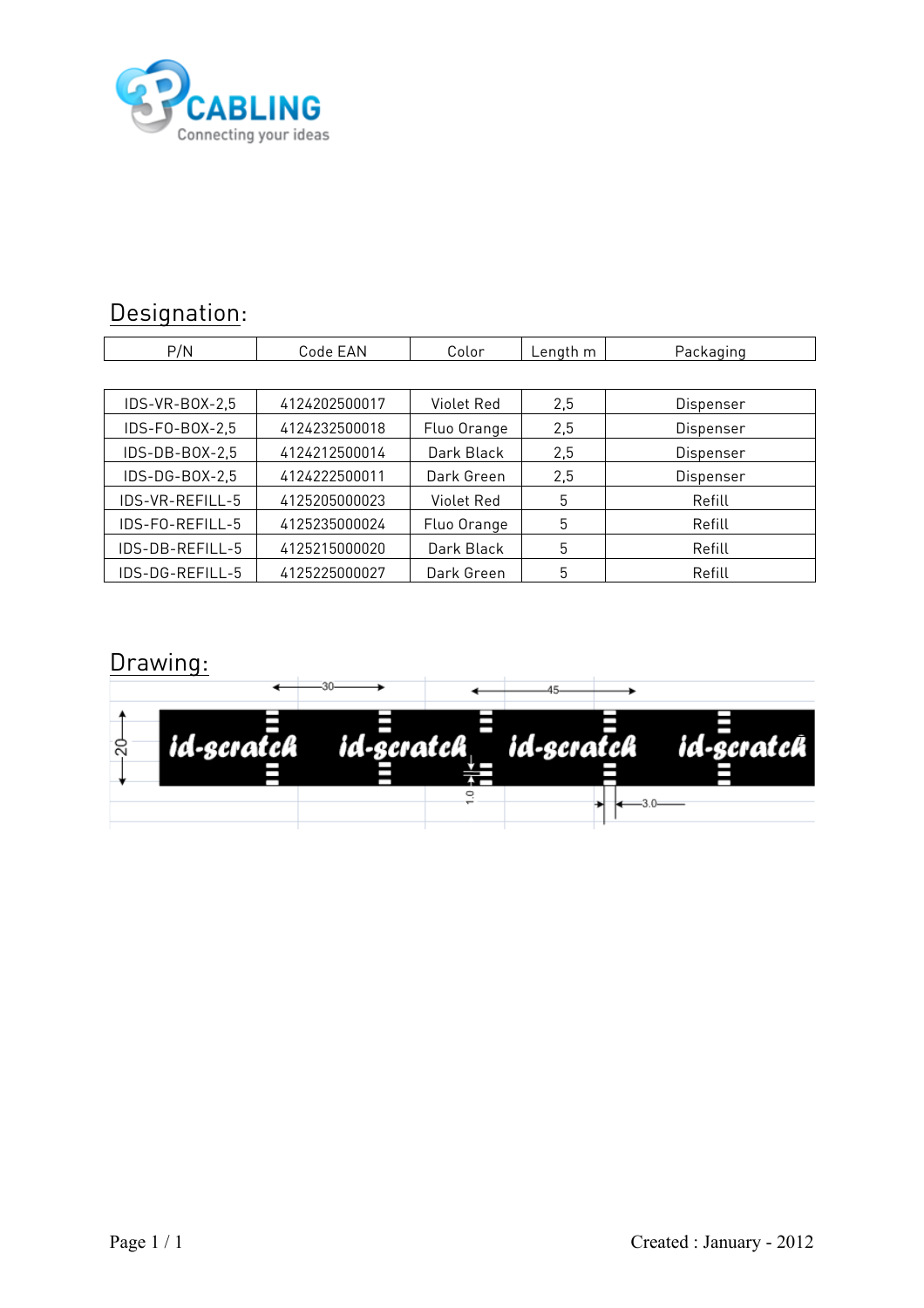3P CABLING
Connecting your ideas

## Designation:

| P/N | Code EAN | Color | Length m | Packaging |
|---|---|---|---|---|
| IDS-VR-BOX-2,5 | 4124202500017 | Violet Red | 2,5 | Dispenser |
| IDS-FO-BOX-2,5 | 4124232500018 | Fluo Orange | 2,5 | Dispenser |
| IDS-DB-BOX-2,5 | 4124212500014 | Dark Black | 2,5 | Dispenser |
| IDS-DG-BOX-2,5 | 4124222500011 | Dark Green | 2,5 | Dispenser |
| IDS-VR-REFILL-5 | 4125205000023 | Violet Red | 5 | Refill |
| IDS-FO-REFILL-5 | 4125235000024 | Fluo Orange | 5 | Refill |
| IDS-DB-REFILL-5 | 4125215000020 | Dark Black | 5 | Refill |
| IDS-DG-REFILL-5 | 4125225000027 | Dark Green | 5 | Refill |

## Drawing:

30

45

20

id-scratch id-scratch id-scratch id-scratch

1.0

3.0

Created : January - 2012